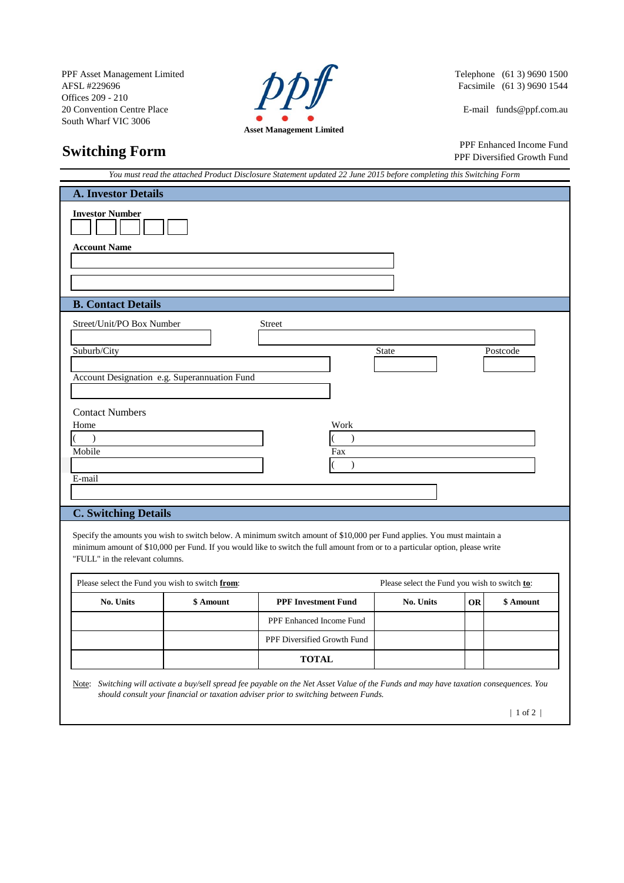PPF Asset Management Limited
AFSL #229696
Offices 209 - 210
20 Convention Centre Place
South Wharf VIC 3006

**Asset Management Limited**

Telephone (61 3) 9690 1500
Facsimile (61 3) 9690 1544

E-mail funds@ppf.com.au

# Switching Form

PPF Enhanced Income Fund
PPF Diversified Growth Fund

*You must read the attached Product Disclosure Statement updated 22 June 2015 before completing this Switching Form*

## A. Investor Details

**Investor Number**

**Account Name**

## B. Contact Details

Street/Unit/PO Box Number

Street

Suburb/City

State

Postcode

Account Designation e.g. Superannuation Fund

Contact Numbers

Home ( )

Work ( )

Mobile

Fax ( )

E-mail

## C. Switching Details

Specify the amounts you wish to switch below. A minimum switch amount of $10,000 per Fund applies. You must maintain a minimum amount of $10,000 per Fund. If you would like to switch the full amount from or to a particular option, please write "FULL" in the relevant columns.

| Please select the Fund you wish to switch **from**: | | | Please select the Fund you wish to switch **to**: | | |
|---|---|---|---|---|---|
| **No. Units** | **$ Amount** | **PPF Investment Fund** | **No. Units** | **OR** | **$ Amount** |
| | | PPF Enhanced Income Fund | | | |
| | | PPF Diversified Growth Fund | | | |
| | | **TOTAL** | | | |

Note: *Switching will activate a buy/sell spread fee payable on the Net Asset Value of the Funds and may have taxation consequences. You should consult your financial or taxation adviser prior to switching between Funds.*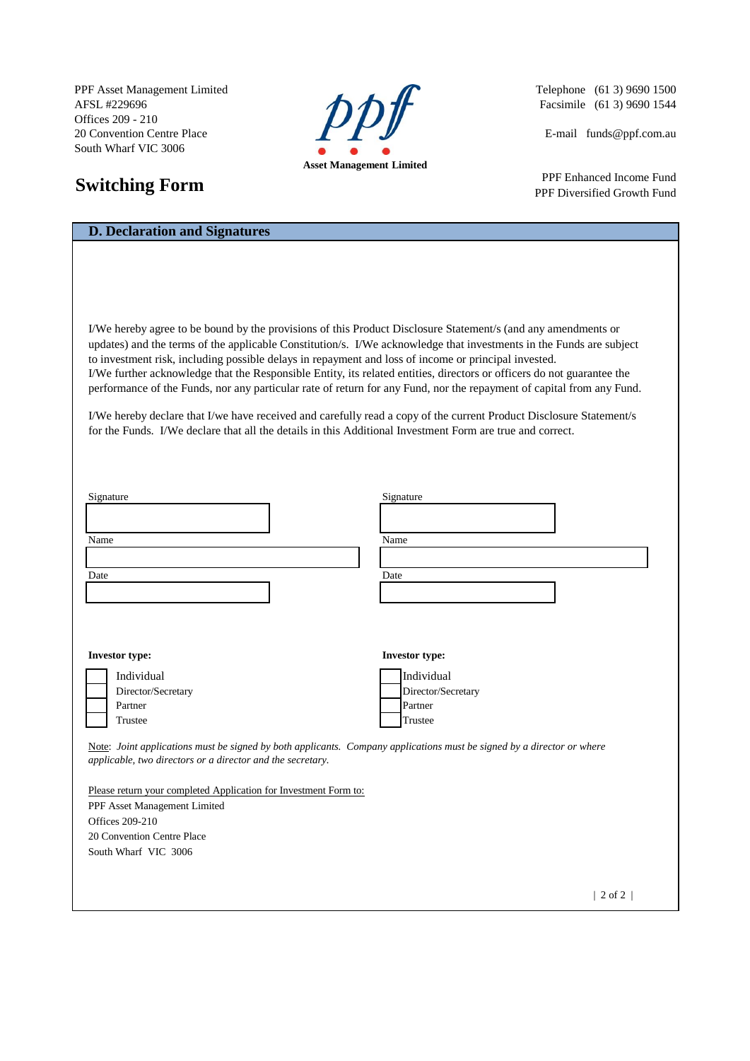PPF Asset Management Limited
AFSL #229696
Offices 209 - 210
20 Convention Centre Place
South Wharf VIC 3006

ppf
Asset Management Limited

Telephone (61 3) 9690 1500
Facsimile (61 3) 9690 1544

E-mail funds@ppf.com.au

# Switching Form

PPF Enhanced Income Fund
PPF Diversified Growth Fund

## D. Declaration and Signatures

I/We hereby agree to be bound by the provisions of this Product Disclosure Statement/s (and any amendments or updates) and the terms of the applicable Constitution/s. I/We acknowledge that investments in the Funds are subject to investment risk, including possible delays in repayment and loss of income or principal invested.
I/We further acknowledge that the Responsible Entity, its related entities, directors or officers do not guarantee the performance of the Funds, nor any particular rate of return for any Fund, nor the repayment of capital from any Fund.

I/We hereby declare that I/we have received and carefully read a copy of the current Product Disclosure Statement/s for the Funds. I/We declare that all the details in this Additional Investment Form are true and correct.

Signature

Name

Date

Signature

Name

Date

**Investor type:**

- ☐ Individual
- ☐ Director/Secretary
- ☐ Partner
- ☐ Trustee

**Investor type:**

- ☐ Individual
- ☐ Director/Secretary
- ☐ Partner
- ☐ Trustee

Note: *Joint applications must be signed by both applicants. Company applications must be signed by a director or where applicable, two directors or a director and the secretary.*

Please return your completed Application for Investment Form to:
PPF Asset Management Limited
Offices 209-210
20 Convention Centre Place
South Wharf VIC 3006